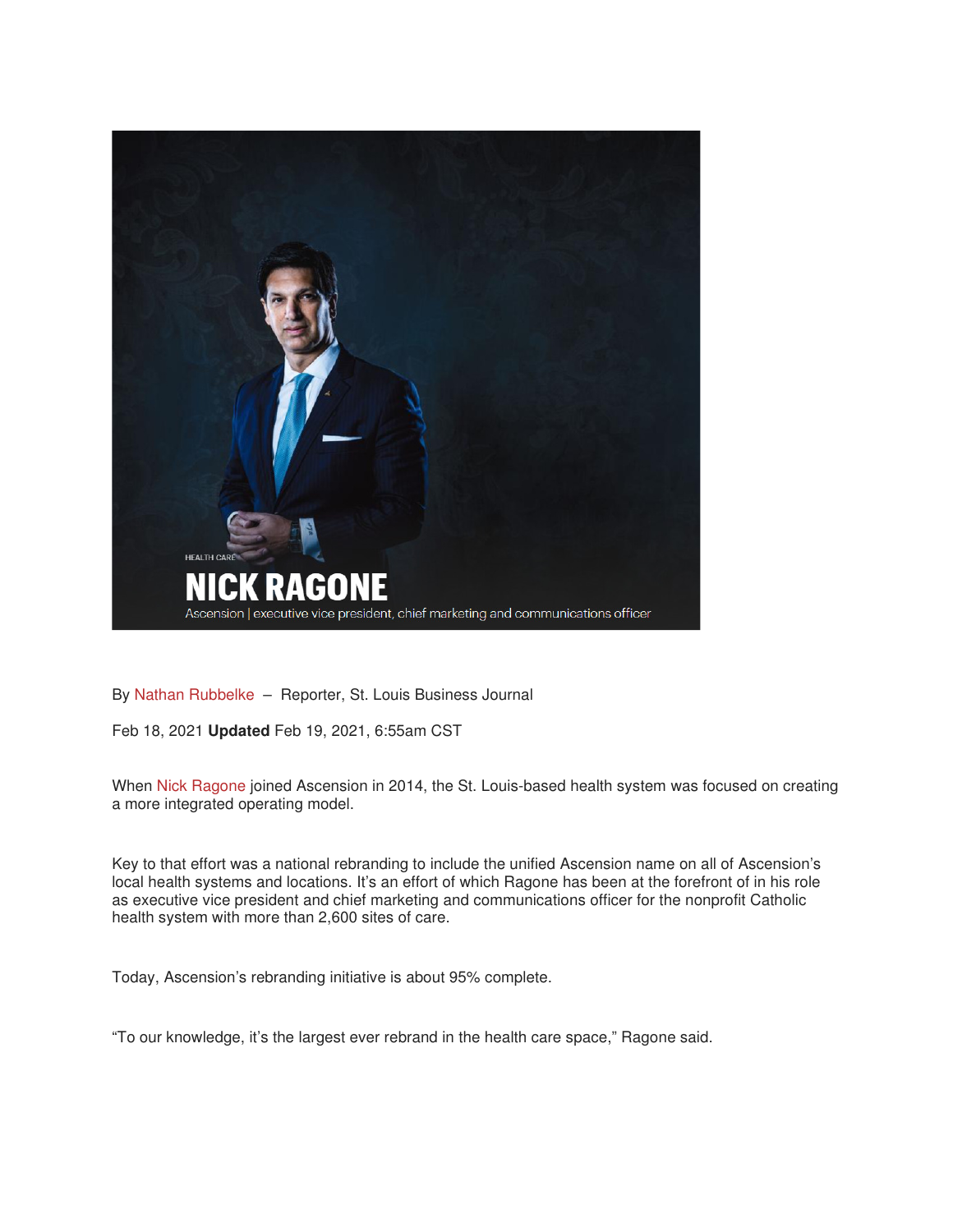HEALTH CARE

# NICK RAGONE

Ascension | executive vice president, chief marketing and communications officer

By Nathan Rubbelke – Reporter, St. Louis Business Journal

Feb 18, 2021 **Updated** Feb 19, 2021, 6:55am CST

When Nick Ragone joined Ascension in 2014, the St. Louis-based health system was focused on creating a more integrated operating model.

Key to that effort was a national rebranding to include the unified Ascension name on all of Ascension's local health systems and locations. It's an effort of which Ragone has been at the forefront of in his role as executive vice president and chief marketing and communications officer for the nonprofit Catholic health system with more than 2,600 sites of care.

Today, Ascension's rebranding initiative is about 95% complete.

"To our knowledge, it's the largest ever rebrand in the health care space," Ragone said.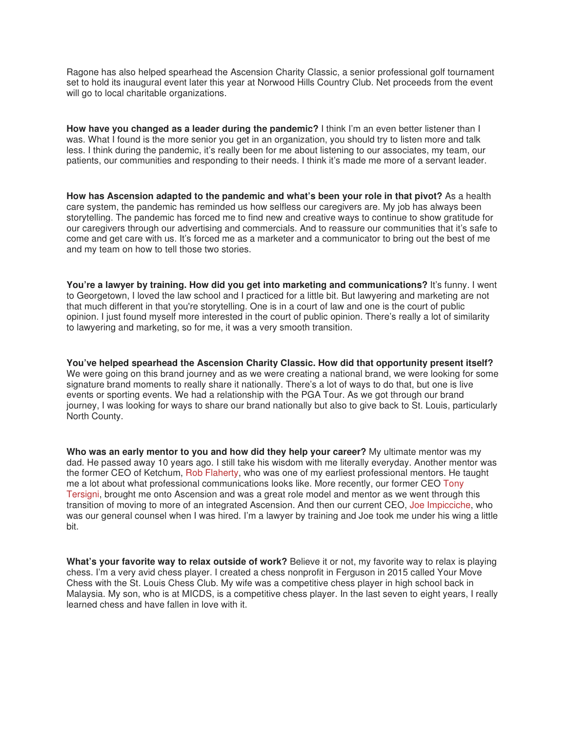Ragone has also helped spearhead the Ascension Charity Classic, a senior professional golf tournament set to hold its inaugural event later this year at Norwood Hills Country Club. Net proceeds from the event will go to local charitable organizations.

**How have you changed as a leader during the pandemic?** I think I'm an even better listener than I was. What I found is the more senior you get in an organization, you should try to listen more and talk less. I think during the pandemic, it's really been for me about listening to our associates, my team, our patients, our communities and responding to their needs. I think it's made me more of a servant leader.

**How has Ascension adapted to the pandemic and what's been your role in that pivot?** As a health care system, the pandemic has reminded us how selfless our caregivers are. My job has always been storytelling. The pandemic has forced me to find new and creative ways to continue to show gratitude for our caregivers through our advertising and commercials. And to reassure our communities that it's safe to come and get care with us. It's forced me as a marketer and a communicator to bring out the best of me and my team on how to tell those two stories.

**You're a lawyer by training. How did you get into marketing and communications?** It's funny. I went to Georgetown, I loved the law school and I practiced for a little bit. But lawyering and marketing are not that much different in that you're storytelling. One is in a court of law and one is the court of public opinion. I just found myself more interested in the court of public opinion. There's really a lot of similarity to lawyering and marketing, so for me, it was a very smooth transition.

**You've helped spearhead the Ascension Charity Classic. How did that opportunity present itself?** We were going on this brand journey and as we were creating a national brand, we were looking for some signature brand moments to really share it nationally. There's a lot of ways to do that, but one is live events or sporting events. We had a relationship with the PGA Tour. As we got through our brand journey, I was looking for ways to share our brand nationally but also to give back to St. Louis, particularly North County.

**Who was an early mentor to you and how did they help your career?** My ultimate mentor was my dad. He passed away 10 years ago. I still take his wisdom with me literally everyday. Another mentor was the former CEO of Ketchum, Rob Flaherty, who was one of my earliest professional mentors. He taught me a lot about what professional communications looks like. More recently, our former CEO Tony Tersigni, brought me onto Ascension and was a great role model and mentor as we went through this transition of moving to more of an integrated Ascension. And then our current CEO, Joe Impicciche, who was our general counsel when I was hired. I'm a lawyer by training and Joe took me under his wing a little bit.

**What's your favorite way to relax outside of work?** Believe it or not, my favorite way to relax is playing chess. I'm a very avid chess player. I created a chess nonprofit in Ferguson in 2015 called Your Move Chess with the St. Louis Chess Club. My wife was a competitive chess player in high school back in Malaysia. My son, who is at MICDS, is a competitive chess player. In the last seven to eight years, I really learned chess and have fallen in love with it.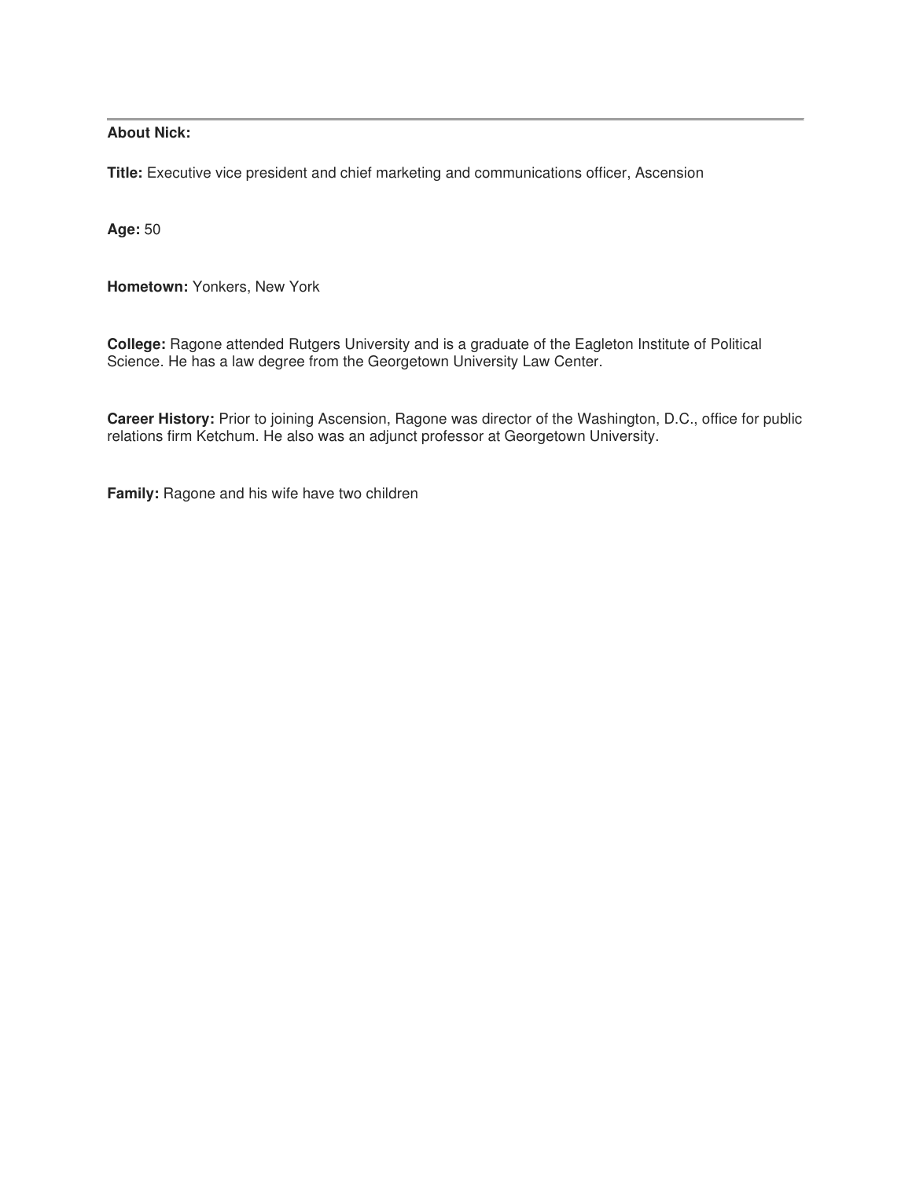**About Nick:**

**Title:** Executive vice president and chief marketing and communications officer, Ascension

**Age:** 50

**Hometown:** Yonkers, New York

**College:** Ragone attended Rutgers University and is a graduate of the Eagleton Institute of Political Science. He has a law degree from the Georgetown University Law Center.

**Career History:** Prior to joining Ascension, Ragone was director of the Washington, D.C., office for public relations firm Ketchum. He also was an adjunct professor at Georgetown University.

**Family:** Ragone and his wife have two children